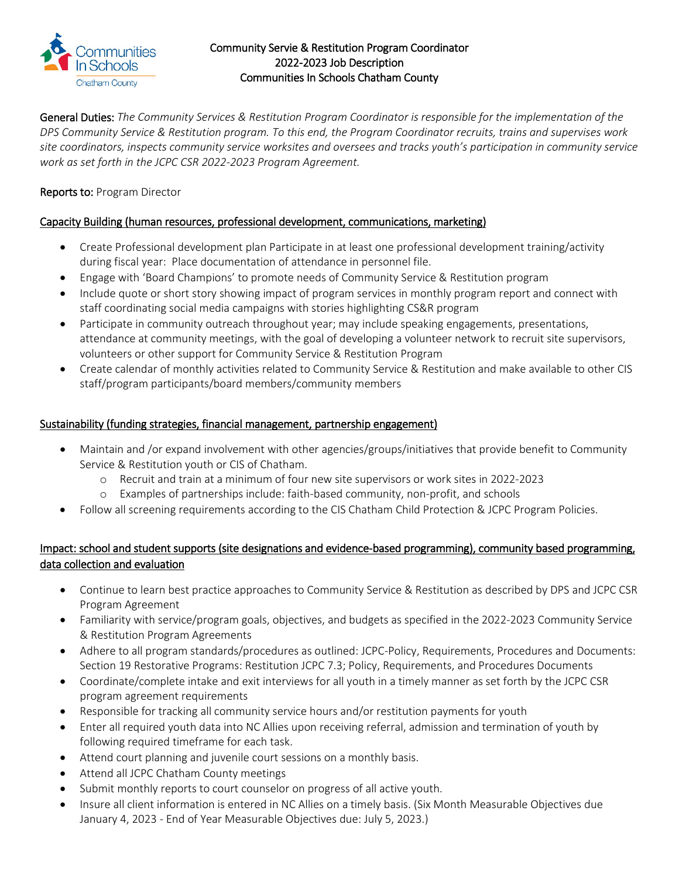# Community Servie & Restitution Program Coordinator
## 2022-2023 Job Description
## Communities In Schools Chatham County

**General Duties:** *The Community Services & Restitution Program Coordinator is responsible for the implementation of the DPS Community Service & Restitution program. To this end, the Program Coordinator recruits, trains and supervises work site coordinators, inspects community service worksites and oversees and tracks youth's participation in community service work as set forth in the JCPC CSR 2022-2023 Program Agreement.*

**Reports to:** Program Director

### Capacity Building (human resources, professional development, communications, marketing)

- Create Professional development plan Participate in at least one professional development training/activity during fiscal year: Place documentation of attendance in personnel file.
- Engage with 'Board Champions' to promote needs of Community Service & Restitution program
- Include quote or short story showing impact of program services in monthly program report and connect with staff coordinating social media campaigns with stories highlighting CS&R program
- Participate in community outreach throughout year; may include speaking engagements, presentations, attendance at community meetings, with the goal of developing a volunteer network to recruit site supervisors, volunteers or other support for Community Service & Restitution Program
- Create calendar of monthly activities related to Community Service & Restitution and make available to other CIS staff/program participants/board members/community members

### Sustainability (funding strategies, financial management, partnership engagement)

- Maintain and /or expand involvement with other agencies/groups/initiatives that provide benefit to Community Service & Restitution youth or CIS of Chatham.
  - Recruit and train at a minimum of four new site supervisors or work sites in 2022-2023
  - Examples of partnerships include: faith-based community, non-profit, and schools
- Follow all screening requirements according to the CIS Chatham Child Protection & JCPC Program Policies.

### Impact: school and student supports (site designations and evidence-based programming), community based programming, data collection and evaluation

- Continue to learn best practice approaches to Community Service & Restitution as described by DPS and JCPC CSR Program Agreement
- Familiarity with service/program goals, objectives, and budgets as specified in the 2022-2023 Community Service & Restitution Program Agreements
- Adhere to all program standards/procedures as outlined: JCPC-Policy, Requirements, Procedures and Documents: Section 19 Restorative Programs: Restitution JCPC 7.3; Policy, Requirements, and Procedures Documents
- Coordinate/complete intake and exit interviews for all youth in a timely manner as set forth by the JCPC CSR program agreement requirements
- Responsible for tracking all community service hours and/or restitution payments for youth
- Enter all required youth data into NC Allies upon receiving referral, admission and termination of youth by following required timeframe for each task.
- Attend court planning and juvenile court sessions on a monthly basis.
- Attend all JCPC Chatham County meetings
- Submit monthly reports to court counselor on progress of all active youth.
- Insure all client information is entered in NC Allies on a timely basis. (Six Month Measurable Objectives due January 4, 2023 - End of Year Measurable Objectives due: July 5, 2023.)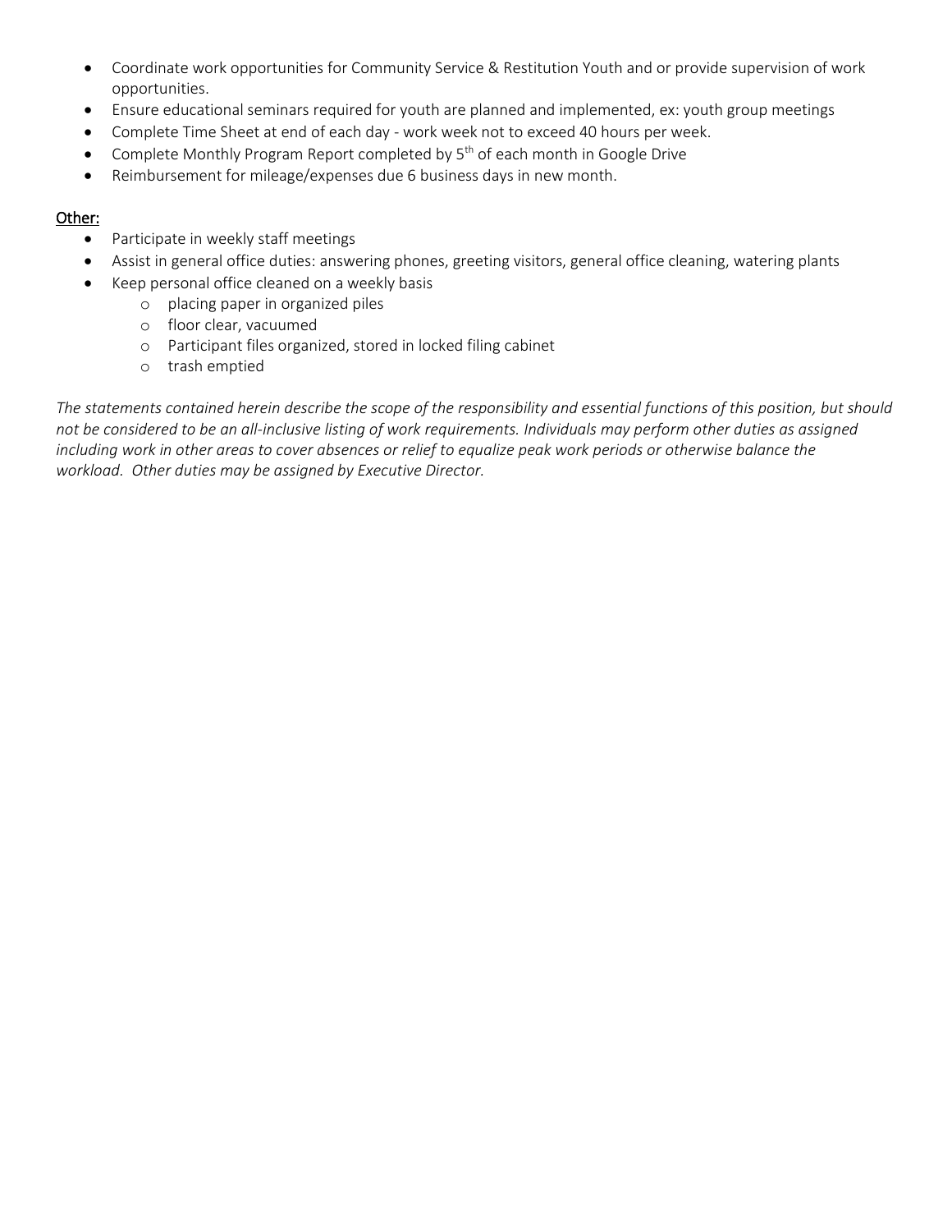- Coordinate work opportunities for Community Service & Restitution Youth and or provide supervision of work opportunities.
- Ensure educational seminars required for youth are planned and implemented, ex: youth group meetings
- Complete Time Sheet at end of each day - work week not to exceed 40 hours per week.
- Complete Monthly Program Report completed by 5th of each month in Google Drive
- Reimbursement for mileage/expenses due 6 business days in new month.

Other:

- Participate in weekly staff meetings
- Assist in general office duties: answering phones, greeting visitors, general office cleaning, watering plants
- Keep personal office cleaned on a weekly basis
  - placing paper in organized piles
  - floor clear, vacuumed
  - Participant files organized, stored in locked filing cabinet
  - trash emptied

*The statements contained herein describe the scope of the responsibility and essential functions of this position, but should not be considered to be an all-inclusive listing of work requirements. Individuals may perform other duties as assigned including work in other areas to cover absences or relief to equalize peak work periods or otherwise balance the workload. Other duties may be assigned by Executive Director.*